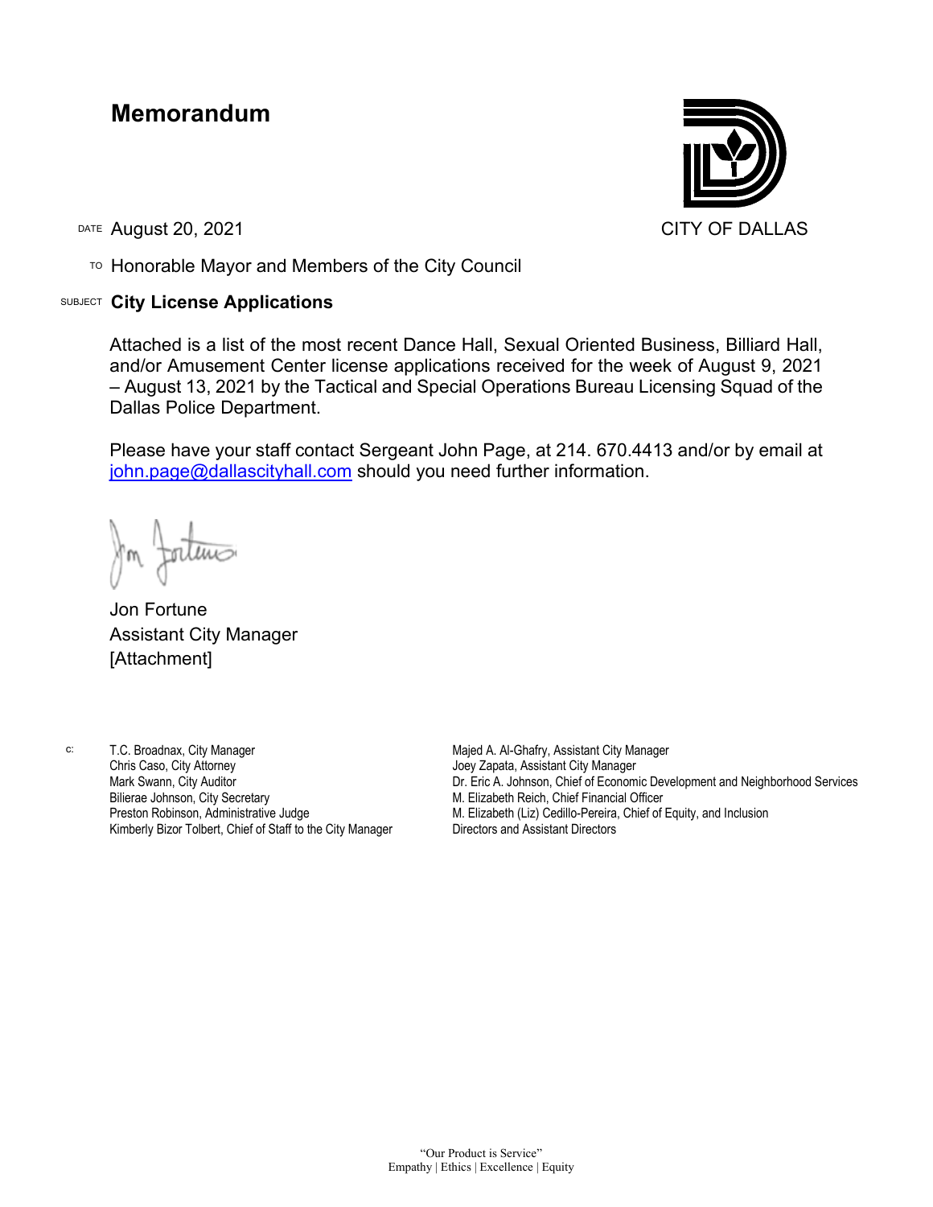# Memorandum

CITY OF DALLAS

DATE August 20, 2021

TO Honorable Mayor and Members of the City Council

SUBJECT **City License Applications**

Attached is a list of the most recent Dance Hall, Sexual Oriented Business, Billiard Hall, and/or Amusement Center license applications received for the week of August 9, 2021 – August 13, 2021 by the Tactical and Special Operations Bureau Licensing Squad of the Dallas Police Department.

Please have your staff contact Sergeant John Page, at 214. 670.4413 and/or by email at john.page@dallascityhall.com should you need further information.

Jon Fortune
Assistant City Manager
[Attachment]

c: T.C. Broadnax, City Manager
Chris Caso, City Attorney
Mark Swann, City Auditor
Bilierae Johnson, City Secretary
Preston Robinson, Administrative Judge
Kimberly Bizor Tolbert, Chief of Staff to the City Manager
Majed A. Al-Ghafry, Assistant City Manager
Joey Zapata, Assistant City Manager
Dr. Eric A. Johnson, Chief of Economic Development and Neighborhood Services
M. Elizabeth Reich, Chief Financial Officer
M. Elizabeth (Liz) Cedillo-Pereira, Chief of Equity, and Inclusion
Directors and Assistant Directors

"Our Product is Service"
Empathy | Ethics | Excellence | Equity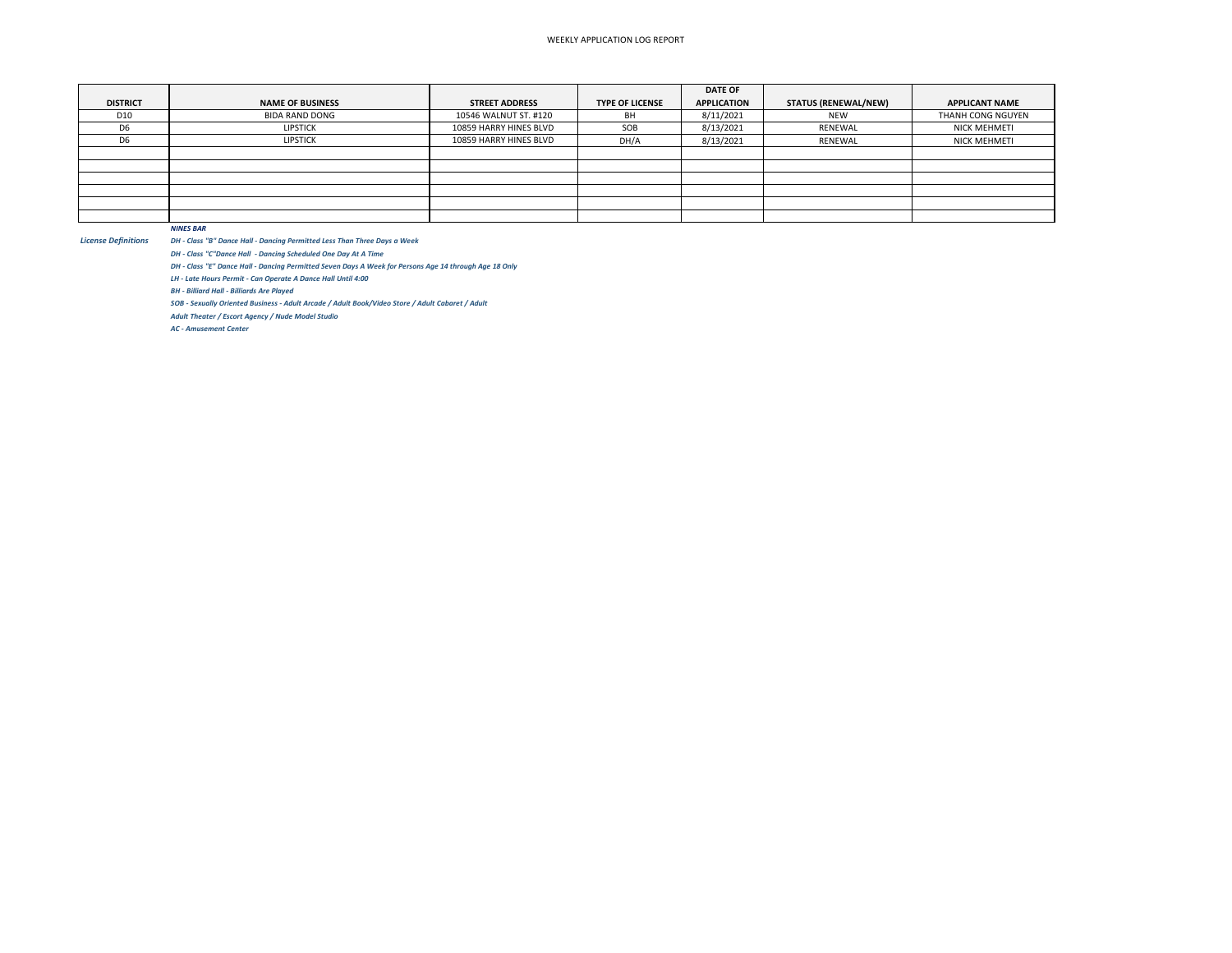WEEKLY APPLICATION LOG REPORT

| DISTRICT | NAME OF BUSINESS | STREET ADDRESS | TYPE OF LICENSE | DATE OF APPLICATION | STATUS (RENEWAL/NEW) | APPLICANT NAME |
|---|---|---|---|---|---|---|
| D10 | BIDA RAND DONG | 10546 WALNUT ST. #120 | BH | 8/11/2021 | NEW | THANH CONG NGUYEN |
| D6 | LIPSTICK | 10859 HARRY HINES BLVD | SOB | 8/13/2021 | RENEWAL | NICK MEHMETI |
| D6 | LIPSTICK | 10859 HARRY HINES BLVD | DH/A | 8/13/2021 | RENEWAL | NICK MEHMETI |
| | | | | | | |
| | | | | | | |
| | | | | | | |
| | | | | | | |
| | | | | | | |
| | | | | | | |

*NINES BAR*

*License Definitions*

*DH - Class "B" Dance Hall - Dancing Permitted Less Than Three Days a Week*

*DH - Class "C"Dance Hall - Dancing Scheduled One Day At A Time*

*DH - Class "E" Dance Hall - Dancing Permitted Seven Days A Week for Persons Age 14 through Age 18 Only*

*LH - Late Hours Permit - Can Operate A Dance Hall Until 4:00*

*BH - Billiard Hall - Billiards Are Played*

*SOB - Sexually Oriented Business - Adult Arcade / Adult Book/Video Store / Adult Cabaret / Adult*

*Adult Theater / Escort Agency / Nude Model Studio*

*AC - Amusement Center*